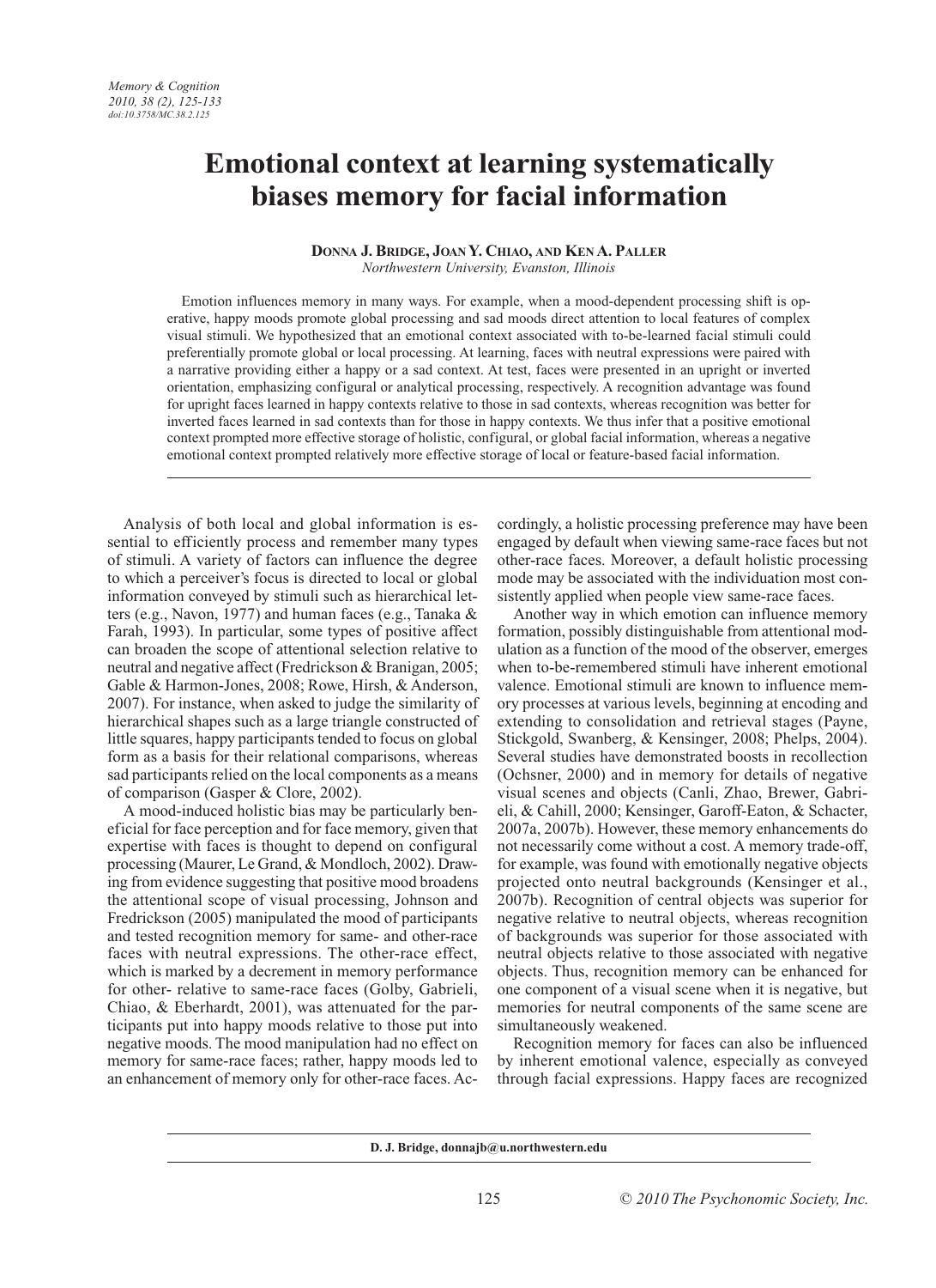# Emotional context at learning systematically biases memory for facial information

**Donna J. Bridge, Joan Y. Chiao, and Ken A. Paller**
*Northwestern University, Evanston, Illinois*

Emotion influences memory in many ways. For example, when a mood-dependent processing shift is operative, happy moods promote global processing and sad moods direct attention to local features of complex visual stimuli. We hypothesized that an emotional context associated with to-be-learned facial stimuli could preferentially promote global or local processing. At learning, faces with neutral expressions were paired with a narrative providing either a happy or a sad context. At test, faces were presented in an upright or inverted orientation, emphasizing configural or analytical processing, respectively. A recognition advantage was found for upright faces learned in happy contexts relative to those in sad contexts, whereas recognition was better for inverted faces learned in sad contexts than for those in happy contexts. We thus infer that a positive emotional context prompted more effective storage of holistic, configural, or global facial information, whereas a negative emotional context prompted relatively more effective storage of local or feature-based facial information.

---

Analysis of both local and global information is essential to efficiently process and remember many types of stimuli. A variety of factors can influence the degree to which a perceiver's focus is directed to local or global information conveyed by stimuli such as hierarchical letters (e.g., Navon, 1977) and human faces (e.g., Tanaka & Farah, 1993). In particular, some types of positive affect can broaden the scope of attentional selection relative to neutral and negative affect (Fredrickson & Branigan, 2005; Gable & Harmon-Jones, 2008; Rowe, Hirsh, & Anderson, 2007). For instance, when asked to judge the similarity of hierarchical shapes such as a large triangle constructed of little squares, happy participants tended to focus on global form as a basis for their relational comparisons, whereas sad participants relied on the local components as a means of comparison (Gasper & Clore, 2002).

A mood-induced holistic bias may be particularly beneficial for face perception and for face memory, given that expertise with faces is thought to depend on configural processing (Maurer, Le Grand, & Mondloch, 2002). Drawing from evidence suggesting that positive mood broadens the attentional scope of visual processing, Johnson and Fredrickson (2005) manipulated the mood of participants and tested recognition memory for same- and other-race faces with neutral expressions. The other-race effect, which is marked by a decrement in memory performance for other- relative to same-race faces (Golby, Gabrieli, Chiao, & Eberhardt, 2001), was attenuated for the participants put into happy moods relative to those put into negative moods. The mood manipulation had no effect on memory for same-race faces; rather, happy moods led to an enhancement of memory only for other-race faces. Accordingly, a holistic processing preference may have been engaged by default when viewing same-race faces but not other-race faces. Moreover, a default holistic processing mode may be associated with the individuation most consistently applied when people view same-race faces.

Another way in which emotion can influence memory formation, possibly distinguishable from attentional modulation as a function of the mood of the observer, emerges when to-be-remembered stimuli have inherent emotional valence. Emotional stimuli are known to influence memory processes at various levels, beginning at encoding and extending to consolidation and retrieval stages (Payne, Stickgold, Swanberg, & Kensinger, 2008; Phelps, 2004). Several studies have demonstrated boosts in recollection (Ochsner, 2000) and in memory for details of negative visual scenes and objects (Canli, Zhao, Brewer, Gabrieli, & Cahill, 2000; Kensinger, Garoff-Eaton, & Schacter, 2007a, 2007b). However, these memory enhancements do not necessarily come without a cost. A memory trade-off, for example, was found with emotionally negative objects projected onto neutral backgrounds (Kensinger et al., 2007b). Recognition of central objects was superior for negative relative to neutral objects, whereas recognition of backgrounds was superior for those associated with neutral objects relative to those associated with negative objects. Thus, recognition memory can be enhanced for one component of a visual scene when it is negative, but memories for neutral components of the same scene are simultaneously weakened.

Recognition memory for faces can also be influenced by inherent emotional valence, especially as conveyed through facial expressions. Happy faces are recognized

---

D. J. Bridge, donnajb@u.northwestern.edu

© 2010 The Psychonomic Society, Inc.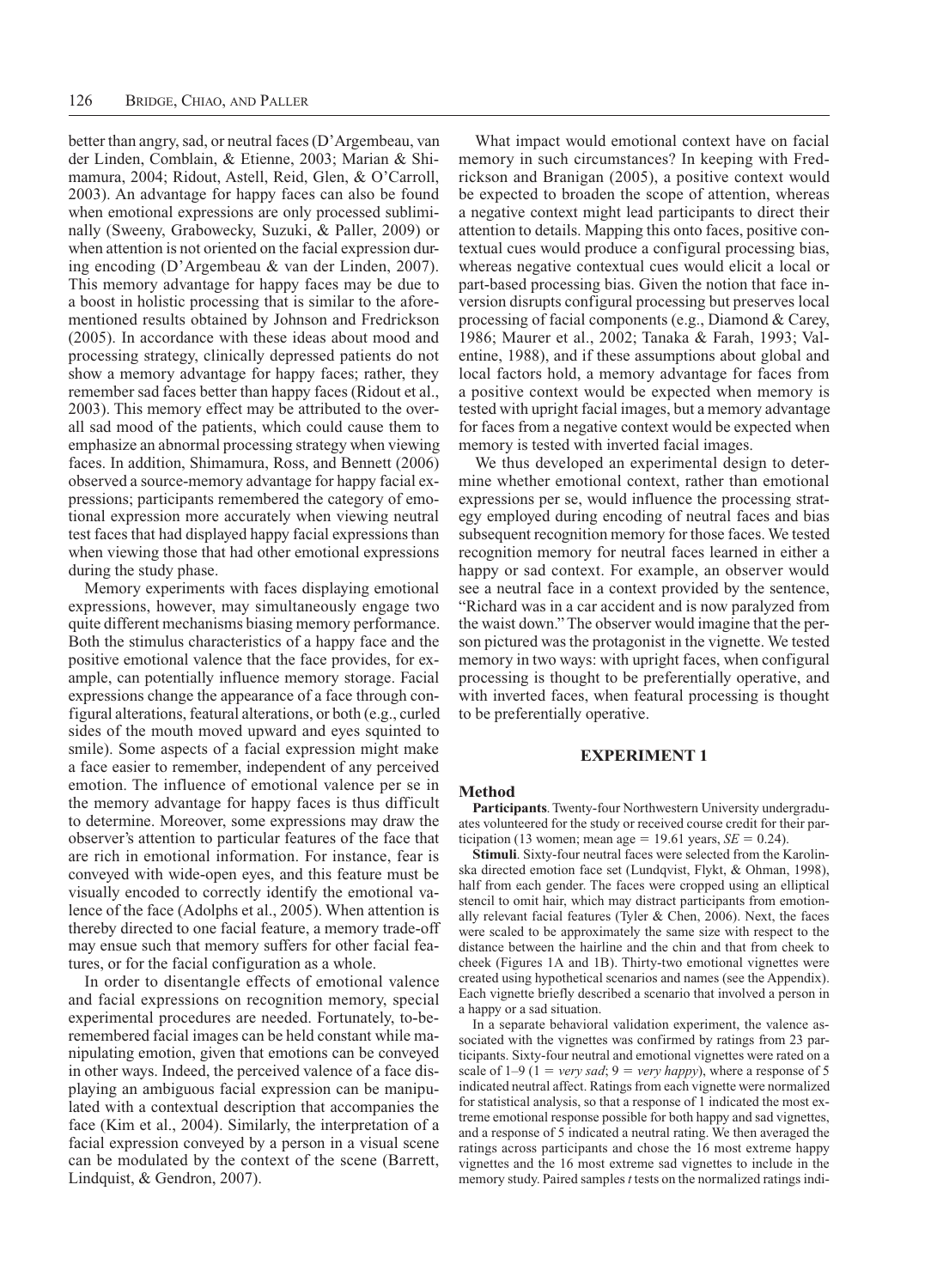better than angry, sad, or neutral faces (D'Argembeau, van der Linden, Comblain, & Etienne, 2003; Marian & Shimamura, 2004; Ridout, Astell, Reid, Glen, & O'Carroll, 2003). An advantage for happy faces can also be found when emotional expressions are only processed subliminally (Sweeny, Grabowecky, Suzuki, & Paller, 2009) or when attention is not oriented on the facial expression during encoding (D'Argembeau & van der Linden, 2007). This memory advantage for happy faces may be due to a boost in holistic processing that is similar to the aforementioned results obtained by Johnson and Fredrickson (2005). In accordance with these ideas about mood and processing strategy, clinically depressed patients do not show a memory advantage for happy faces; rather, they remember sad faces better than happy faces (Ridout et al., 2003). This memory effect may be attributed to the overall sad mood of the patients, which could cause them to emphasize an abnormal processing strategy when viewing faces. In addition, Shimamura, Ross, and Bennett (2006) observed a source-memory advantage for happy facial expressions; participants remembered the category of emotional expression more accurately when viewing neutral test faces that had displayed happy facial expressions than when viewing those that had other emotional expressions during the study phase.

Memory experiments with faces displaying emotional expressions, however, may simultaneously engage two quite different mechanisms biasing memory performance. Both the stimulus characteristics of a happy face and the positive emotional valence that the face provides, for example, can potentially influence memory storage. Facial expressions change the appearance of a face through configural alterations, featural alterations, or both (e.g., curled sides of the mouth moved upward and eyes squinted to smile). Some aspects of a facial expression might make a face easier to remember, independent of any perceived emotion. The influence of emotional valence per se in the memory advantage for happy faces is thus difficult to determine. Moreover, some expressions may draw the observer's attention to particular features of the face that are rich in emotional information. For instance, fear is conveyed with wide-open eyes, and this feature must be visually encoded to correctly identify the emotional valence of the face (Adolphs et al., 2005). When attention is thereby directed to one facial feature, a memory trade-off may ensue such that memory suffers for other facial features, or for the facial configuration as a whole.

In order to disentangle effects of emotional valence and facial expressions on recognition memory, special experimental procedures are needed. Fortunately, to-be-remembered facial images can be held constant while manipulating emotion, given that emotions can be conveyed in other ways. Indeed, the perceived valence of a face displaying an ambiguous facial expression can be manipulated with a contextual description that accompanies the face (Kim et al., 2004). Similarly, the interpretation of a facial expression conveyed by a person in a visual scene can be modulated by the context of the scene (Barrett, Lindquist, & Gendron, 2007).

What impact would emotional context have on facial memory in such circumstances? In keeping with Fredrickson and Branigan (2005), a positive context would be expected to broaden the scope of attention, whereas a negative context might lead participants to direct their attention to details. Mapping this onto faces, positive contextual cues would produce a configural processing bias, whereas negative contextual cues would elicit a local or part-based processing bias. Given the notion that face inversion disrupts configural processing but preserves local processing of facial components (e.g., Diamond & Carey, 1986; Maurer et al., 2002; Tanaka & Farah, 1993; Valentine, 1988), and if these assumptions about global and local factors hold, a memory advantage for faces from a positive context would be expected when memory is tested with upright facial images, but a memory advantage for faces from a negative context would be expected when memory is tested with inverted facial images.

We thus developed an experimental design to determine whether emotional context, rather than emotional expressions per se, would influence the processing strategy employed during encoding of neutral faces and bias subsequent recognition memory for those faces. We tested recognition memory for neutral faces learned in either a happy or sad context. For example, an observer would see a neutral face in a context provided by the sentence, "Richard was in a car accident and is now paralyzed from the waist down." The observer would imagine that the person pictured was the protagonist in the vignette. We tested memory in two ways: with upright faces, when configural processing is thought to be preferentially operative, and with inverted faces, when featural processing is thought to be preferentially operative.

## EXPERIMENT 1

### Method

**Participants**. Twenty-four Northwestern University undergraduates volunteered for the study or received course credit for their participation (13 women; mean age = 19.61 years, $SE = 0.24$).

**Stimuli**. Sixty-four neutral faces were selected from the Karolinska directed emotion face set (Lundqvist, Flykt, & Ohman, 1998), half from each gender. The faces were cropped using an elliptical stencil to omit hair, which may distract participants from emotionally relevant facial features (Tyler & Chen, 2006). Next, the faces were scaled to be approximately the same size with respect to the distance between the hairline and the chin and that from cheek to cheek (Figures 1A and 1B). Thirty-two emotional vignettes were created using hypothetical scenarios and names (see the Appendix). Each vignette briefly described a scenario that involved a person in a happy or a sad situation.

In a separate behavioral validation experiment, the valence associated with the vignettes was confirmed by ratings from 23 participants. Sixty-four neutral and emotional vignettes were rated on a scale of 1–9 (1 = *very sad*; 9 = *very happy*), where a response of 5 indicated neutral affect. Ratings from each vignette were normalized for statistical analysis, so that a response of 1 indicated the most extreme emotional response possible for both happy and sad vignettes, and a response of 5 indicated a neutral rating. We then averaged the ratings across participants and chose the 16 most extreme happy vignettes and the 16 most extreme sad vignettes to include in the memory study. Paired samples *t* tests on the normalized ratings indi-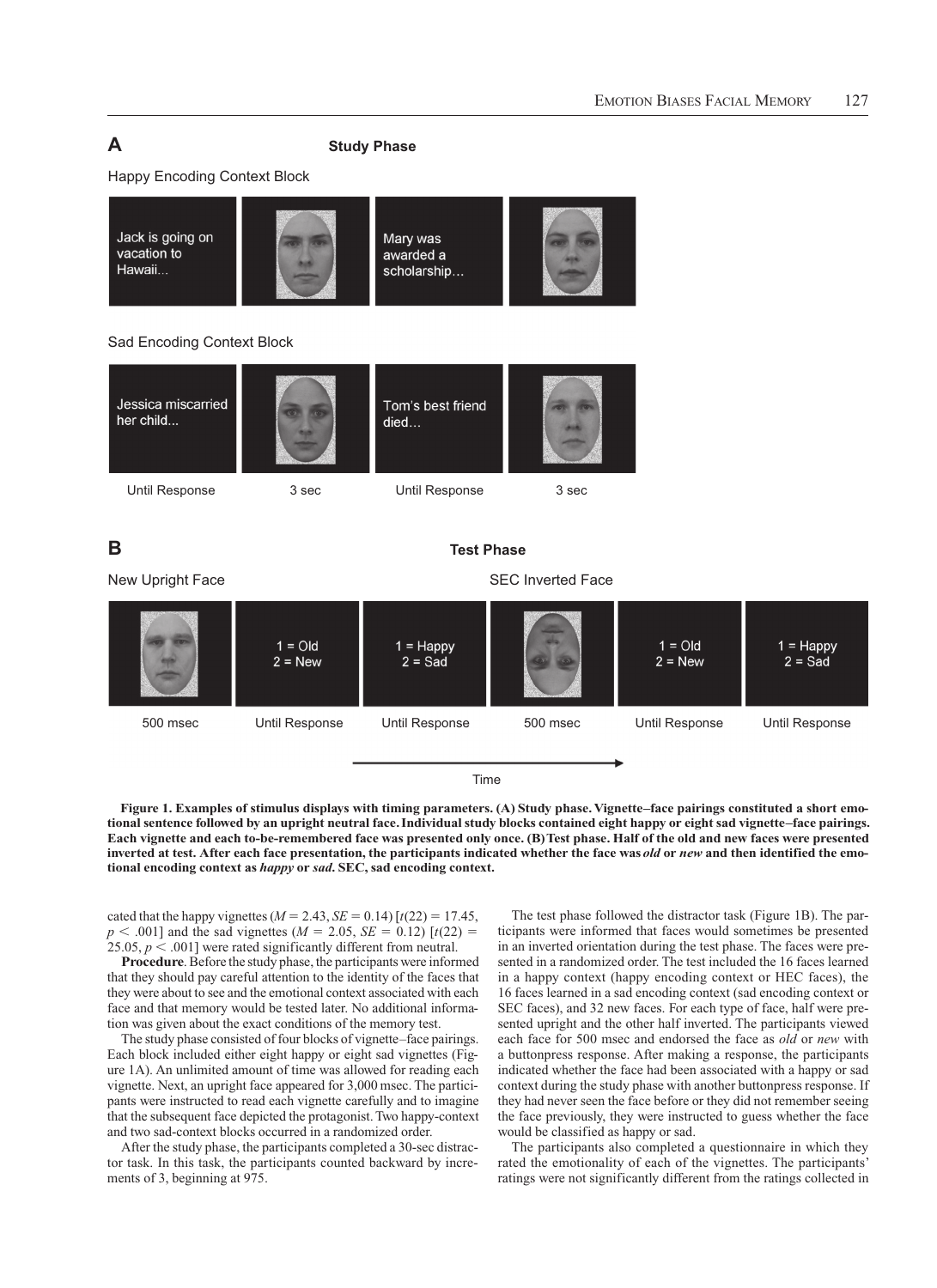**Figure 1. Examples of stimulus displays with timing parameters. (A) Study phase. Vignette–face pairings constituted a short emotional sentence followed by an upright neutral face. Individual study blocks contained eight happy or eight sad vignette–face pairings. Each vignette and each to-be-remembered face was presented only once. (B) Test phase. Half of the old and new faces were presented inverted at test. After each face presentation, the participants indicated whether the face was *old* or *new* and then identified the emotional encoding context as *happy* or *sad*. SEC, sad encoding context.**

cated that the happy vignettes ($M = 2.43$, $SE = 0.14$) [$t(22) = 17.45$, $p < .001$] and the sad vignettes ($M = 2.05$, $SE = 0.12$) [$t(22) = 25.05$, $p < .001$] were rated significantly different from neutral.

**Procedure**. Before the study phase, the participants were informed that they should pay careful attention to the identity of the faces that they were about to see and the emotional context associated with each face and that memory would be tested later. No additional information was given about the exact conditions of the memory test.

The study phase consisted of four blocks of vignette–face pairings. Each block included either eight happy or eight sad vignettes (Figure 1A). An unlimited amount of time was allowed for reading each vignette. Next, an upright face appeared for 3,000 msec. The participants were instructed to read each vignette carefully and to imagine that the subsequent face depicted the protagonist. Two happy-context and two sad-context blocks occurred in a randomized order.

After the study phase, the participants completed a 30-sec distractor task. In this task, the participants counted backward by increments of 3, beginning at 975.

The test phase followed the distractor task (Figure 1B). The participants were informed that faces would sometimes be presented in an inverted orientation during the test phase. The faces were presented in a randomized order. The test included the 16 faces learned in a happy context (happy encoding context or HEC faces), the 16 faces learned in a sad encoding context (sad encoding context or SEC faces), and 32 new faces. For each type of face, half were presented upright and the other half inverted. The participants viewed each face for 500 msec and endorsed the face as *old* or *new* with a buttonpress response. After making a response, the participants indicated whether the face had been associated with a happy or sad context during the study phase with another buttonpress response. If they had never seen the face before or they did not remember seeing the face previously, they were instructed to guess whether the face would be classified as happy or sad.

The participants also completed a questionnaire in which they rated the emotionality of each of the vignettes. The participants' ratings were not significantly different from the ratings collected in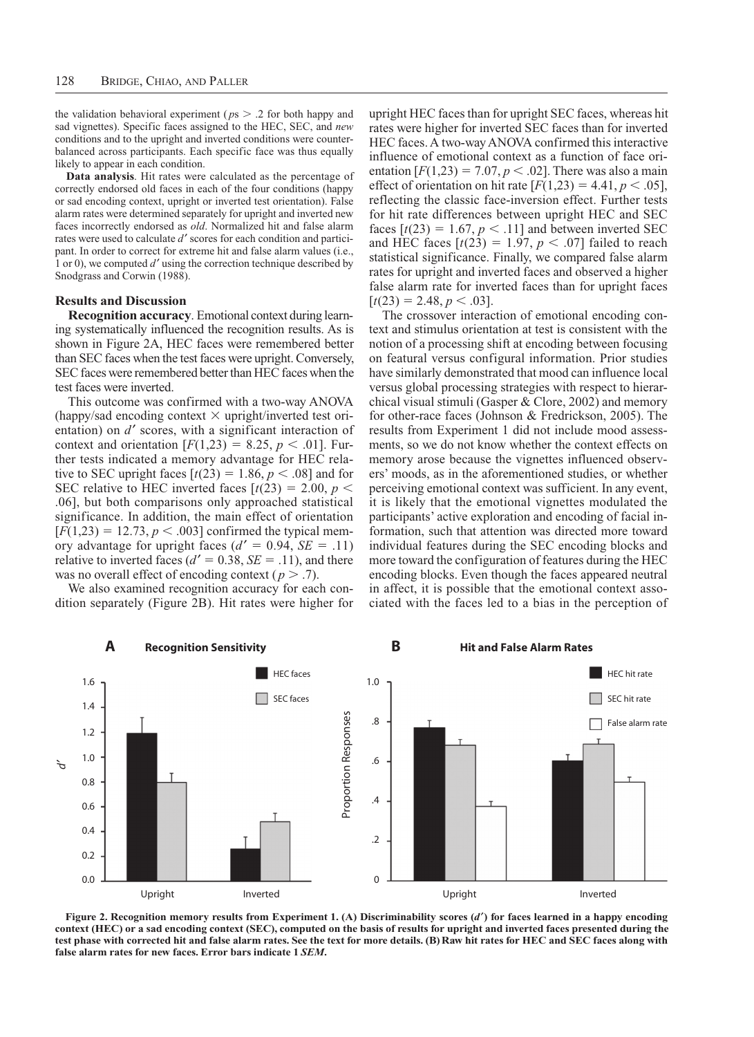the validation behavioral experiment ($ps > .2$ for both happy and sad vignettes). Specific faces assigned to the HEC, SEC, and *new* conditions and to the upright and inverted conditions were counterbalanced across participants. Each specific face was thus equally likely to appear in each condition.

**Data analysis**. Hit rates were calculated as the percentage of correctly endorsed old faces in each of the four conditions (happy or sad encoding context, upright or inverted test orientation). False alarm rates were determined separately for upright and inverted new faces incorrectly endorsed as *old*. Normalized hit and false alarm rates were used to calculate $d'$ scores for each condition and participant. In order to correct for extreme hit and false alarm values (i.e., 1 or 0), we computed $d'$ using the correction technique described by Snodgrass and Corwin (1988).

### Results and Discussion

**Recognition accuracy**. Emotional context during learning systematically influenced the recognition results. As is shown in Figure 2A, HEC faces were remembered better than SEC faces when the test faces were upright. Conversely, SEC faces were remembered better than HEC faces when the test faces were inverted.

This outcome was confirmed with a two-way ANOVA (happy/sad encoding context × upright/inverted test orientation) on $d'$ scores, with a significant interaction of context and orientation [$F(1,23) = 8.25, p < .01$]. Further tests indicated a memory advantage for HEC relative to SEC upright faces [$t(23) = 1.86, p < .08$] and for SEC relative to HEC inverted faces [$t(23) = 2.00, p < .06$], but both comparisons only approached statistical significance. In addition, the main effect of orientation [$F(1,23) = 12.73, p < .003$] confirmed the typical memory advantage for upright faces ($d' = 0.94$, $SE = .11$) relative to inverted faces ($d' = 0.38$, $SE = .11$), and there was no overall effect of encoding context ($p > .7$).

We also examined recognition accuracy for each condition separately (Figure 2B). Hit rates were higher for upright HEC faces than for upright SEC faces, whereas hit rates were higher for inverted SEC faces than for inverted HEC faces. A two-way ANOVA confirmed this interactive influence of emotional context as a function of face orientation [$F(1,23) = 7.07, p < .02$]. There was also a main effect of orientation on hit rate [$F(1,23) = 4.41, p < .05$], reflecting the classic face-inversion effect. Further tests for hit rate differences between upright HEC and SEC faces [$t(23) = 1.67, p < .11$] and between inverted SEC and HEC faces [$t(23) = 1.97, p < .07$] failed to reach statistical significance. Finally, we compared false alarm rates for upright and inverted faces and observed a higher false alarm rate for inverted faces than for upright faces [$t(23) = 2.48, p < .03$].

The crossover interaction of emotional encoding context and stimulus orientation at test is consistent with the notion of a processing shift at encoding between focusing on featural versus configural information. Prior studies have similarly demonstrated that mood can influence local versus global processing strategies with respect to hierarchical visual stimuli (Gasper & Clore, 2002) and memory for other-race faces (Johnson & Fredrickson, 2005). The results from Experiment 1 did not include mood assessments, so we do not know whether the context effects on memory arose because the vignettes influenced observers' moods, as in the aforementioned studies, or whether perceiving emotional context was sufficient. In any event, it is likely that the emotional vignettes modulated the participants' active exploration and encoding of facial information, such that attention was directed more toward individual features during the SEC encoding blocks and more toward the configuration of features during the HEC encoding blocks. Even though the faces appeared neutral in affect, it is possible that the emotional context associated with the faces led to a bias in the perception of

**Figure 2. Recognition memory results from Experiment 1. (A) Discriminability scores ($d'$) for faces learned in a happy encoding context (HEC) or a sad encoding context (SEC), computed on the basis of results for upright and inverted faces presented during the test phase with corrected hit and false alarm rates. See the text for more details. (B) Raw hit rates for HEC and SEC faces along with false alarm rates for new faces. Error bars indicate 1 *SEM*.**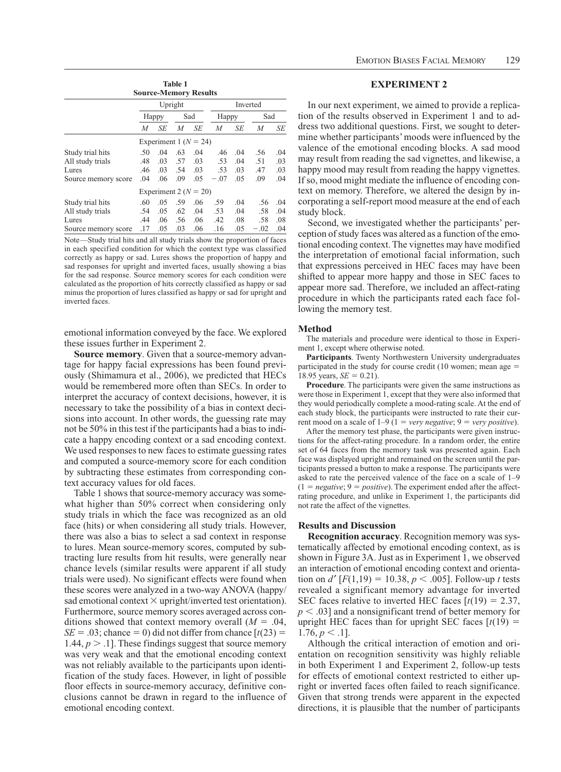**Table 1**
**Source-Memory Results**

| | Upright | | | | Inverted | | | |
|---|---|---|---|---|---|---|---|---|
| | Happy | | Sad | | Happy | | Sad | |
| | *M* | *SE* | *M* | *SE* | *M* | *SE* | *M* | *SE* |
| Experiment 1 ($N = 24$) | | | | | | | | |
| Study trial hits | .50 | .04 | .63 | .04 | .46 | .04 | .56 | .04 |
| All study trials | .48 | .03 | .57 | .03 | .53 | .04 | .51 | .03 |
| Lures | .46 | .03 | .54 | .03 | .53 | .03 | .47 | .03 |
| Source memory score | .04 | .06 | .09 | .05 | −.07 | .05 | .09 | .04 |
| Experiment 2 ($N = 20$) | | | | | | | | |
| Study trial hits | .60 | .05 | .59 | .06 | .59 | .04 | .56 | .04 |
| All study trials | .54 | .05 | .62 | .04 | .53 | .04 | .58 | .04 |
| Lures | .44 | .06 | .56 | .06 | .42 | .08 | .58 | .08 |
| Source memory score | .17 | .05 | .03 | .06 | .16 | .05 | −.02 | .04 |

Note—Study trial hits and all study trials show the proportion of faces in each specified condition for which the context type was classified correctly as happy or sad. Lures shows the proportion of happy and sad responses for upright and inverted faces, usually showing a bias for the sad response. Source memory scores for each condition were calculated as the proportion of hits correctly classified as happy or sad minus the proportion of lures classified as happy or sad for upright and inverted faces.

emotional information conveyed by the face. We explored these issues further in Experiment 2.

**Source memory**. Given that a source-memory advantage for happy facial expressions has been found previously (Shimamura et al., 2006), we predicted that HECs would be remembered more often than SECs. In order to interpret the accuracy of context decisions, however, it is necessary to take the possibility of a bias in context decisions into account. In other words, the guessing rate may not be 50% in this test if the participants had a bias to indicate a happy encoding context or a sad encoding context. We used responses to new faces to estimate guessing rates and computed a source-memory score for each condition by subtracting these estimates from corresponding context accuracy values for old faces.

Table 1 shows that source-memory accuracy was somewhat higher than 50% correct when considering only study trials in which the face was recognized as an old face (hits) or when considering all study trials. However, there was also a bias to select a sad context in response to lures. Mean source-memory scores, computed by subtracting lure results from hit results, were generally near chance levels (similar results were apparent if all study trials were used). No significant effects were found when these scores were analyzed in a two-way ANOVA (happy/sad emotional context × upright/inverted test orientation). Furthermore, source memory scores averaged across conditions showed that context memory overall ($M = .04$, $SE = .03$; chance = 0) did not differ from chance [$t(23) = 1.44$, $p > .1$]. These findings suggest that source memory was very weak and that the emotional encoding context was not reliably available to the participants upon identification of the study faces. However, in light of possible floor effects in source-memory accuracy, definitive conclusions cannot be drawn in regard to the influence of emotional encoding context.

## EXPERIMENT 2

In our next experiment, we aimed to provide a replication of the results observed in Experiment 1 and to address two additional questions. First, we sought to determine whether participants' moods were influenced by the valence of the emotional encoding blocks. A sad mood may result from reading the sad vignettes, and likewise, a happy mood may result from reading the happy vignettes. If so, mood might mediate the influence of encoding context on memory. Therefore, we altered the design by incorporating a self-report mood measure at the end of each study block.

Second, we investigated whether the participants' perception of study faces was altered as a function of the emotional encoding context. The vignettes may have modified the interpretation of emotional facial information, such that expressions perceived in HEC faces may have been shifted to appear more happy and those in SEC faces to appear more sad. Therefore, we included an affect-rating procedure in which the participants rated each face following the memory test.

### Method

The materials and procedure were identical to those in Experiment 1, except where otherwise noted.

**Participants**. Twenty Northwestern University undergraduates participated in the study for course credit (10 women; mean age = 18.95 years, $SE = 0.21$).

**Procedure**. The participants were given the same instructions as were those in Experiment 1, except that they were also informed that they would periodically complete a mood-rating scale. At the end of each study block, the participants were instructed to rate their current mood on a scale of 1–9 (1 = *very negative*; 9 = *very positive*).

After the memory test phase, the participants were given instructions for the affect-rating procedure. In a random order, the entire set of 64 faces from the memory task was presented again. Each face was displayed upright and remained on the screen until the participants pressed a button to make a response. The participants were asked to rate the perceived valence of the face on a scale of 1–9 (1 = *negative*; 9 = *positive*). The experiment ended after the affect-rating procedure, and unlike in Experiment 1, the participants did not rate the affect of the vignettes.

### Results and Discussion

**Recognition accuracy**. Recognition memory was systematically affected by emotional encoding context, as is shown in Figure 3A. Just as in Experiment 1, we observed an interaction of emotional encoding context and orientation on $d'$ [$F(1,19) = 10.38$, $p < .005$]. Follow-up $t$ tests revealed a significant memory advantage for inverted SEC faces relative to inverted HEC faces [$t(19) = 2.37$, $p < .03$] and a nonsignificant trend of better memory for upright HEC faces than for upright SEC faces [$t(19) = 1.76$, $p < .1$].

Although the critical interaction of emotion and orientation on recognition sensitivity was highly reliable in both Experiment 1 and Experiment 2, follow-up tests for effects of emotional context restricted to either upright or inverted faces often failed to reach significance. Given that strong trends were apparent in the expected directions, it is plausible that the number of participants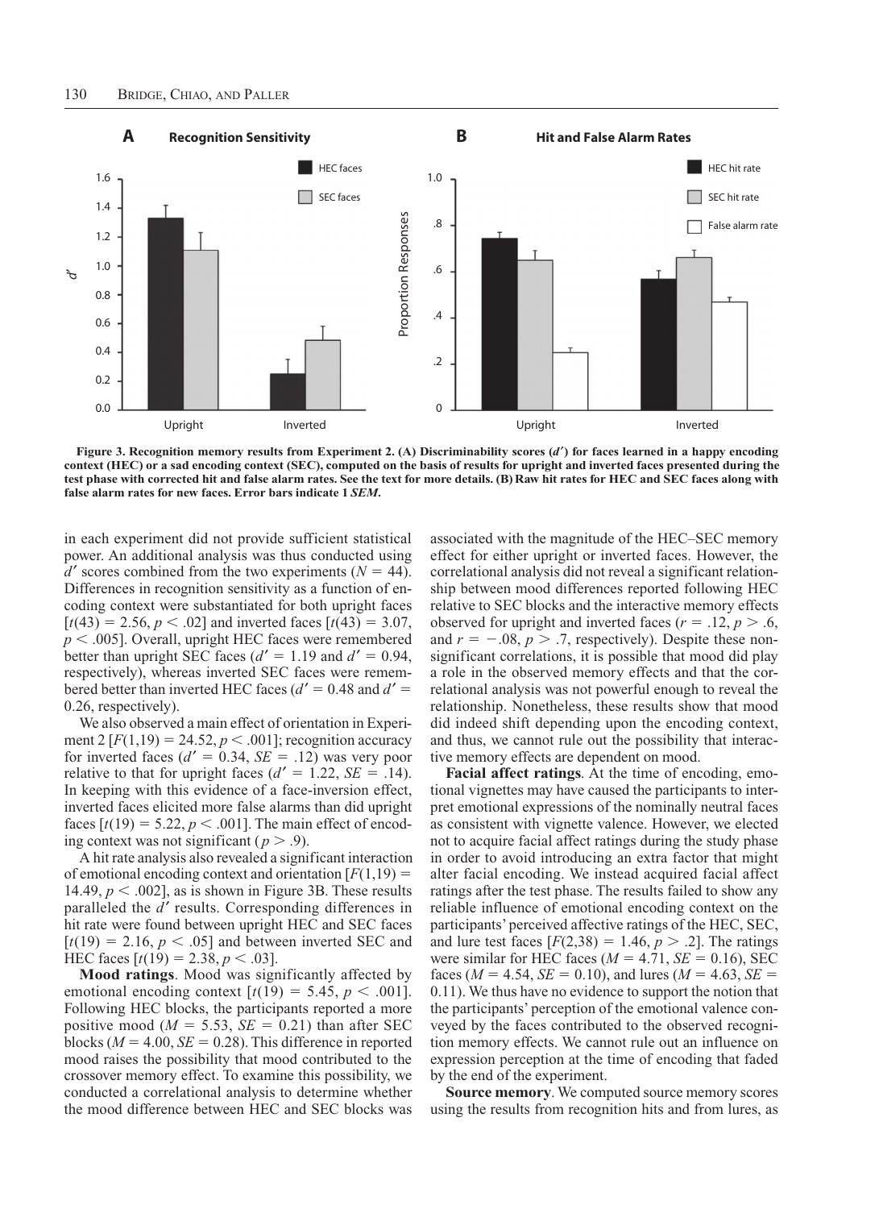**Figure 3. Recognition memory results from Experiment 2. (A) Discriminability scores ($d'$) for faces learned in a happy encoding context (HEC) or a sad encoding context (SEC), computed on the basis of results for upright and inverted faces presented during the test phase with corrected hit and false alarm rates. See the text for more details. (B) Raw hit rates for HEC and SEC faces along with false alarm rates for new faces. Error bars indicate 1 *SEM*.**

in each experiment did not provide sufficient statistical power. An additional analysis was thus conducted using $d'$ scores combined from the two experiments ($N = 44$). Differences in recognition sensitivity as a function of encoding context were substantiated for both upright faces [$t(43) = 2.56, p < .02$] and inverted faces [$t(43) = 3.07, p < .005$]. Overall, upright HEC faces were remembered better than upright SEC faces ($d' = 1.19$ and $d' = 0.94$, respectively), whereas inverted SEC faces were remembered better than inverted HEC faces ($d' = 0.48$ and $d' = 0.26$, respectively).

We also observed a main effect of orientation in Experiment 2 [$F(1,19) = 24.52, p < .001$]; recognition accuracy for inverted faces ($d' = 0.34, SE = .12$) was very poor relative to that for upright faces ($d' = 1.22, SE = .14$). In keeping with this evidence of a face-inversion effect, inverted faces elicited more false alarms than did upright faces [$t(19) = 5.22, p < .001$]. The main effect of encoding context was not significant ($p > .9$).

A hit rate analysis also revealed a significant interaction of emotional encoding context and orientation [$F(1,19) = 14.49, p < .002$], as is shown in Figure 3B. These results paralleled the $d'$ results. Corresponding differences in hit rate were found between upright HEC and SEC faces [$t(19) = 2.16, p < .05$] and between inverted SEC and HEC faces [$t(19) = 2.38, p < .03$].

**Mood ratings**. Mood was significantly affected by emotional encoding context [$t(19) = 5.45, p < .001$]. Following HEC blocks, the participants reported a more positive mood ($M = 5.53, SE = 0.21$) than after SEC blocks ($M = 4.00, SE = 0.28$). This difference in reported mood raises the possibility that mood contributed to the crossover memory effect. To examine this possibility, we conducted a correlational analysis to determine whether the mood difference between HEC and SEC blocks was associated with the magnitude of the HEC–SEC memory effect for either upright or inverted faces. However, the correlational analysis did not reveal a significant relationship between mood differences reported following HEC relative to SEC blocks and the interactive memory effects observed for upright and inverted faces ($r = .12, p > .6$, and $r = -.08, p > .7$, respectively). Despite these nonsignificant correlations, it is possible that mood did play a role in the observed memory effects and that the correlational analysis was not powerful enough to reveal the relationship. Nonetheless, these results show that mood did indeed shift depending upon the encoding context, and thus, we cannot rule out the possibility that interactive memory effects are dependent on mood.

**Facial affect ratings**. At the time of encoding, emotional vignettes may have caused the participants to interpret emotional expressions of the nominally neutral faces as consistent with vignette valence. However, we elected not to acquire facial affect ratings during the study phase in order to avoid introducing an extra factor that might alter facial encoding. We instead acquired facial affect ratings after the test phase. The results failed to show any reliable influence of emotional encoding context on the participants' perceived affective ratings of the HEC, SEC, and lure test faces [$F(2,38) = 1.46, p > .2$]. The ratings were similar for HEC faces ($M = 4.71, SE = 0.16$), SEC faces ($M = 4.54, SE = 0.10$), and lures ($M = 4.63, SE = 0.11$). We thus have no evidence to support the notion that the participants' perception of the emotional valence conveyed by the faces contributed to the observed recognition memory effects. We cannot rule out an influence on expression perception at the time of encoding that faded by the end of the experiment.

**Source memory**. We computed source memory scores using the results from recognition hits and from lures, as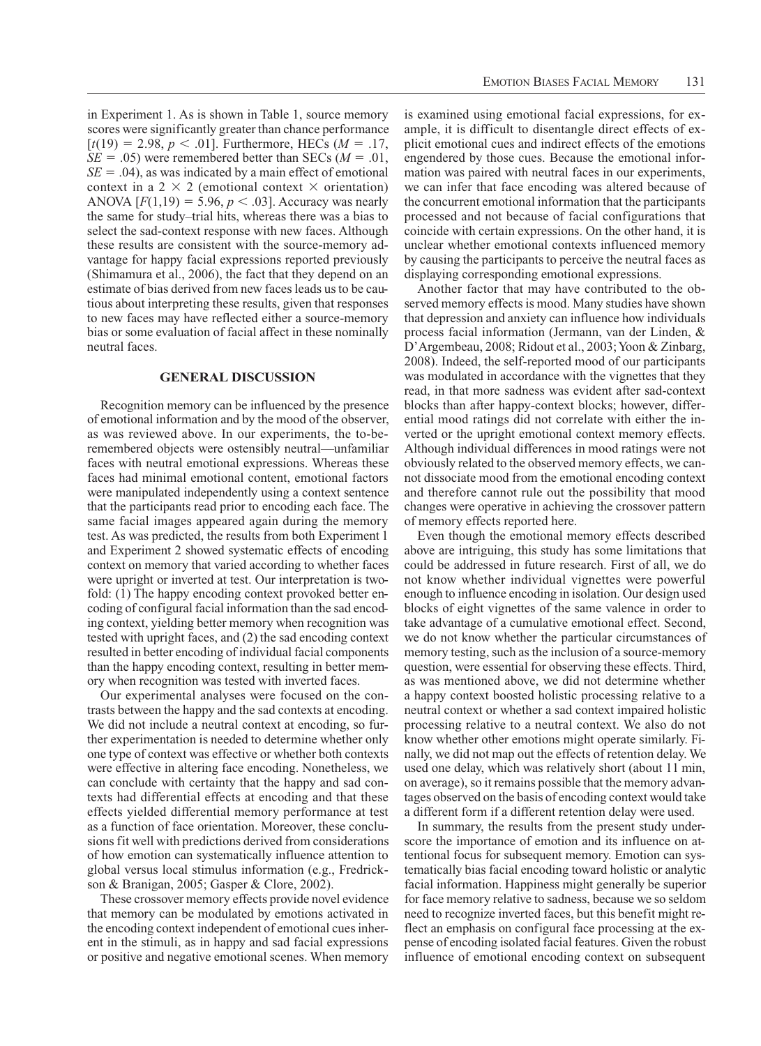in Experiment 1. As is shown in Table 1, source memory scores were significantly greater than chance performance [$t(19) = 2.98$, $p < .01$]. Furthermore, HECs ($M = .17$, $SE = .05$) were remembered better than SECs ($M = .01$, $SE = .04$), as was indicated by a main effect of emotional context in a 2 × 2 (emotional context × orientation) ANOVA [$F(1,19) = 5.96$, $p < .03$]. Accuracy was nearly the same for study–trial hits, whereas there was a bias to select the sad-context response with new faces. Although these results are consistent with the source-memory advantage for happy facial expressions reported previously (Shimamura et al., 2006), the fact that they depend on an estimate of bias derived from new faces leads us to be cautious about interpreting these results, given that responses to new faces may have reflected either a source-memory bias or some evaluation of facial affect in these nominally neutral faces.

## GENERAL DISCUSSION

Recognition memory can be influenced by the presence of emotional information and by the mood of the observer, as was reviewed above. In our experiments, the to-be-remembered objects were ostensibly neutral—unfamiliar faces with neutral emotional expressions. Whereas these faces had minimal emotional content, emotional factors were manipulated independently using a context sentence that the participants read prior to encoding each face. The same facial images appeared again during the memory test. As was predicted, the results from both Experiment 1 and Experiment 2 showed systematic effects of encoding context on memory that varied according to whether faces were upright or inverted at test. Our interpretation is twofold: (1) The happy encoding context provoked better encoding of configural facial information than the sad encoding context, yielding better memory when recognition was tested with upright faces, and (2) the sad encoding context resulted in better encoding of individual facial components than the happy encoding context, resulting in better memory when recognition was tested with inverted faces.

Our experimental analyses were focused on the contrasts between the happy and the sad contexts at encoding. We did not include a neutral context at encoding, so further experimentation is needed to determine whether only one type of context was effective or whether both contexts were effective in altering face encoding. Nonetheless, we can conclude with certainty that the happy and sad contexts had differential effects at encoding and that these effects yielded differential memory performance at test as a function of face orientation. Moreover, these conclusions fit well with predictions derived from considerations of how emotion can systematically influence attention to global versus local stimulus information (e.g., Fredrickson & Branigan, 2005; Gasper & Clore, 2002).

These crossover memory effects provide novel evidence that memory can be modulated by emotions activated in the encoding context independent of emotional cues inherent in the stimuli, as in happy and sad facial expressions or positive and negative emotional scenes. When memory is examined using emotional facial expressions, for example, it is difficult to disentangle direct effects of explicit emotional cues and indirect effects of the emotions engendered by those cues. Because the emotional information was paired with neutral faces in our experiments, we can infer that face encoding was altered because of the concurrent emotional information that the participants processed and not because of facial configurations that coincide with certain expressions. On the other hand, it is unclear whether emotional contexts influenced memory by causing the participants to perceive the neutral faces as displaying corresponding emotional expressions.

Another factor that may have contributed to the observed memory effects is mood. Many studies have shown that depression and anxiety can influence how individuals process facial information (Jermann, van der Linden, & D'Argembeau, 2008; Ridout et al., 2003; Yoon & Zinbarg, 2008). Indeed, the self-reported mood of our participants was modulated in accordance with the vignettes that they read, in that more sadness was evident after sad-context blocks than after happy-context blocks; however, differential mood ratings did not correlate with either the inverted or the upright emotional context memory effects. Although individual differences in mood ratings were not obviously related to the observed memory effects, we cannot dissociate mood from the emotional encoding context and therefore cannot rule out the possibility that mood changes were operative in achieving the crossover pattern of memory effects reported here.

Even though the emotional memory effects described above are intriguing, this study has some limitations that could be addressed in future research. First of all, we do not know whether individual vignettes were powerful enough to influence encoding in isolation. Our design used blocks of eight vignettes of the same valence in order to take advantage of a cumulative emotional effect. Second, we do not know whether the particular circumstances of memory testing, such as the inclusion of a source-memory question, were essential for observing these effects. Third, as was mentioned above, we did not determine whether a happy context boosted holistic processing relative to a neutral context or whether a sad context impaired holistic processing relative to a neutral context. We also do not know whether other emotions might operate similarly. Finally, we did not map out the effects of retention delay. We used one delay, which was relatively short (about 11 min, on average), so it remains possible that the memory advantages observed on the basis of encoding context would take a different form if a different retention delay were used.

In summary, the results from the present study underscore the importance of emotion and its influence on attentional focus for subsequent memory. Emotion can systematically bias facial encoding toward holistic or analytic facial information. Happiness might generally be superior for face memory relative to sadness, because we so seldom need to recognize inverted faces, but this benefit might reflect an emphasis on configural face processing at the expense of encoding isolated facial features. Given the robust influence of emotional encoding context on subsequent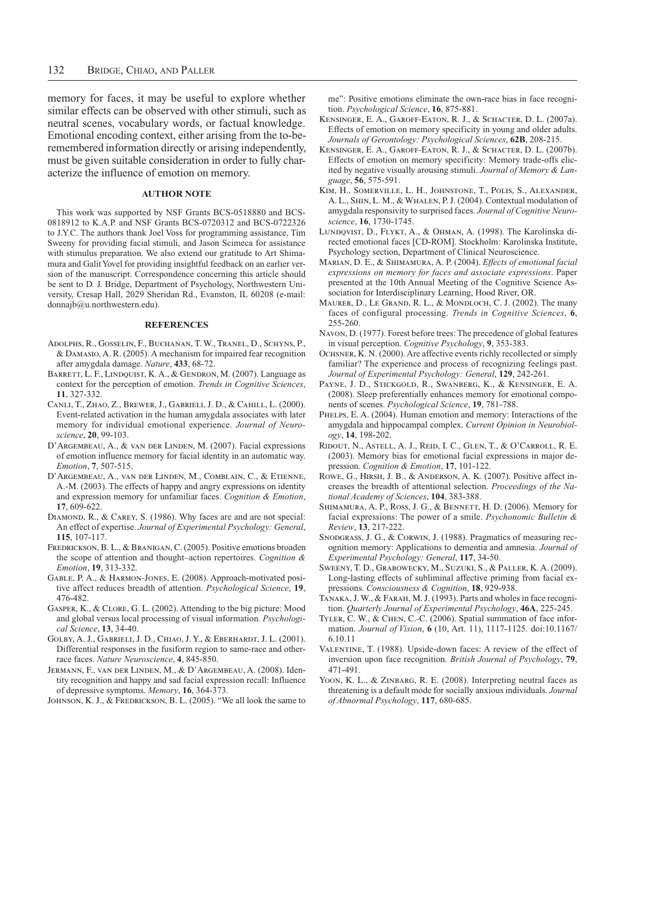memory for faces, it may be useful to explore whether similar effects can be observed with other stimuli, such as neutral scenes, vocabulary words, or factual knowledge. Emotional encoding context, either arising from the to-be-remembered information directly or arising independently, must be given suitable consideration in order to fully characterize the influence of emotion on memory.

## AUTHOR NOTE

This work was supported by NSF Grants BCS-0518880 and BCS-0818912 to K.A.P. and NSF Grants BCS-0720312 and BCS-0722326 to J.Y.C. The authors thank Joel Voss for programming assistance, Tim Sweeny for providing facial stimuli, and Jason Scimeca for assistance with stimulus preparation. We also extend our gratitude to Art Shimamura and Galit Yovel for providing insightful feedback on an earlier version of the manuscript. Correspondence concerning this article should be sent to D. J. Bridge, Department of Psychology, Northwestern University, Cresap Hall, 2029 Sheridan Rd., Evanston, IL 60208 (e-mail: donnajb@u.northwestern.edu).

## REFERENCES

Adolphs, R., Gosselin, F., Buchanan, T. W., Tranel, D., Schyns, P., & Damasio, A. R. (2005). A mechanism for impaired fear recognition after amygdala damage. *Nature*, **433**, 68-72.

Barrett, L. F., Lindquist, K. A., & Gendron, M. (2007). Language as context for the perception of emotion. *Trends in Cognitive Sciences*, **11**, 327-332.

Canli, T., Zhao, Z., Brewer, J., Gabrieli, J. D., & Cahill, L. (2000). Event-related activation in the human amygdala associates with later memory for individual emotional experience. *Journal of Neuroscience*, **20**, 99-103.

D'Argembeau, A., & van der Linden, M. (2007). Facial expressions of emotion influence memory for facial identity in an automatic way. *Emotion*, **7**, 507-515.

D'Argembeau, A., van der Linden, M., Comblain, C., & Etienne, A.-M. (2003). The effects of happy and angry expressions on identity and expression memory for unfamiliar faces. *Cognition & Emotion*, **17**, 609-622.

Diamond, R., & Carey, S. (1986). Why faces are and are not special: An effect of expertise. *Journal of Experimental Psychology: General*, **115**, 107-117.

Fredrickson, B. L., & Branigan, C. (2005). Positive emotions broaden the scope of attention and thought–action repertoires. *Cognition & Emotion*, **19**, 313-332.

Gable, P. A., & Harmon-Jones, E. (2008). Approach-motivated positive affect reduces breadth of attention. *Psychological Science*, **19**, 476-482.

Gasper, K., & Clore, G. L. (2002). Attending to the big picture: Mood and global versus local processing of visual information. *Psychological Science*, **13**, 34-40.

Golby, A. J., Gabrieli, J. D., Chiao, J. Y., & Eberhardt, J. L. (2001). Differential responses in the fusiform region to same-race and other-race faces. *Nature Neuroscience*, **4**, 845-850.

Jermann, F., van der Linden, M., & D'Argembeau, A. (2008). Identity recognition and happy and sad facial expression recall: Influence of depressive symptoms. *Memory*, **16**, 364-373.

Johnson, K. J., & Fredrickson, B. L. (2005). "We all look the same to me": Positive emotions eliminate the own-race bias in face recognition. *Psychological Science*, **16**, 875-881.

Kensinger, E. A., Garoff-Eaton, R. J., & Schacter, D. L. (2007a). Effects of emotion on memory specificity in young and older adults. *Journals of Gerontology: Psychological Sciences*, **62B**, 208-215.

Kensinger, E. A., Garoff-Eaton, R. J., & Schacter, D. L. (2007b). Effects of emotion on memory specificity: Memory trade-offs elicited by negative visually arousing stimuli. *Journal of Memory & Language*, **56**, 575-591.

Kim, H., Somerville, L. H., Johnstone, T., Polis, S., Alexander, A. L., Shin, L. M., & Whalen, P. J. (2004). Contextual modulation of amygdala responsivity to surprised faces. *Journal of Cognitive Neuroscience*, **16**, 1730-1745.

Lundqvist, D., Flykt, A., & Ohman, A. (1998). The Karolinska directed emotional faces [CD-ROM]. Stockholm: Karolinska Institute, Psychology section, Department of Clinical Neuroscience.

Marian, D. E., & Shimamura, A. P. (2004). *Effects of emotional facial expressions on memory for faces and associate expressions*. Paper presented at the 10th Annual Meeting of the Cognitive Science Association for Interdisciplinary Learning, Hood River, OR.

Maurer, D., Le Grand, R. L., & Mondloch, C. J. (2002). The many faces of configural processing. *Trends in Cognitive Sciences*, **6**, 255-260.

Navon, D. (1977). Forest before trees: The precedence of global features in visual perception. *Cognitive Psychology*, **9**, 353-383.

Ochsner, K. N. (2000). Are affective events richly recollected or simply familiar? The experience and process of recognizing feelings past. *Journal of Experimental Psychology: General*, **129**, 242-261.

Payne, J. D., Stickgold, R., Swanberg, K., & Kensinger, E. A. (2008). Sleep preferentially enhances memory for emotional components of scenes. *Psychological Science*, **19**, 781-788.

Phelps, E. A. (2004). Human emotion and memory: Interactions of the amygdala and hippocampal complex. *Current Opinion in Neurobiology*, **14**, 198-202.

Ridout, N., Astell, A. J., Reid, I. C., Glen, T., & O'Carroll, R. E. (2003). Memory bias for emotional facial expressions in major depression. *Cognition & Emotion*, **17**, 101-122.

Rowe, G., Hirsh, J. B., & Anderson, A. K. (2007). Positive affect increases the breadth of attentional selection. *Proceedings of the National Academy of Sciences*, **104**, 383-388.

Shimamura, A. P., Ross, J. G., & Bennett, H. D. (2006). Memory for facial expressions: The power of a smile. *Psychonomic Bulletin & Review*, **13**, 217-222.

Snodgrass, J. G., & Corwin, J. (1988). Pragmatics of measuring recognition memory: Applications to dementia and amnesia. *Journal of Experimental Psychology: General*, **117**, 34-50.

Sweeny, T. D., Grabowecky, M., Suzuki, S., & Paller, K. A. (2009). Long-lasting effects of subliminal affective priming from facial expressions. *Consciousness & Cognition*, **18**, 929-938.

Tanaka, J. W., & Farah, M. J. (1993). Parts and wholes in face recognition. *Quarterly Journal of Experimental Psychology*, **46A**, 225-245.

Tyler, C. W., & Chen, C.-C. (2006). Spatial summation of face information. *Journal of Vision*, **6** (10, Art. 11), 1117-1125. doi:10.1167/6.10.11

Valentine, T. (1988). Upside-down faces: A review of the effect of inversion upon face recognition. *British Journal of Psychology*, **79**, 471-491.

Yoon, K. L., & Zinbarg, R. E. (2008). Interpreting neutral faces as threatening is a default mode for socially anxious individuals. *Journal of Abnormal Psychology*, **117**, 680-685.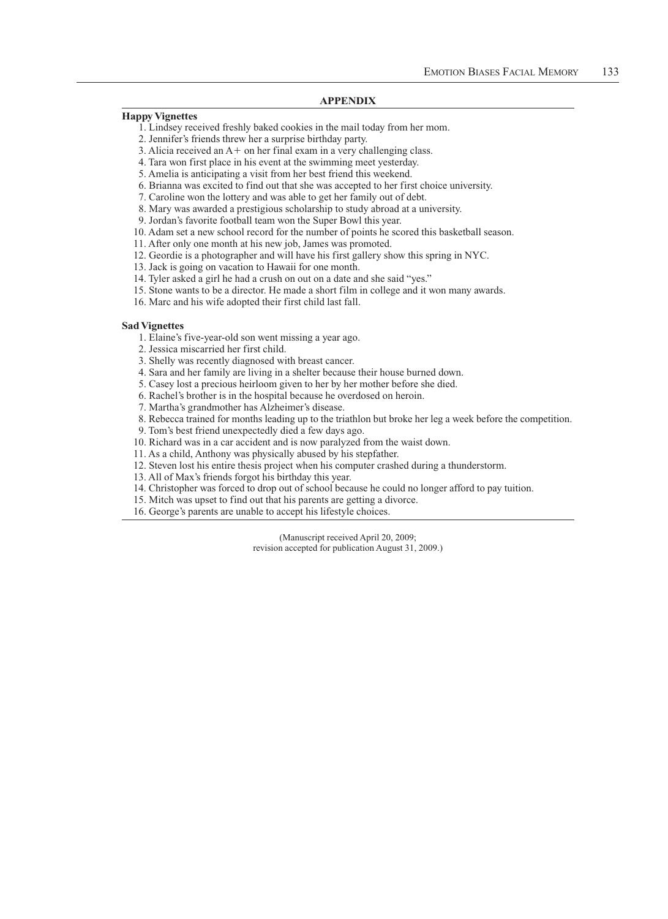## APPENDIX

### Happy Vignettes

1. Lindsey received freshly baked cookies in the mail today from her mom.
2. Jennifer's friends threw her a surprise birthday party.
3. Alicia received an A+ on her final exam in a very challenging class.
4. Tara won first place in his event at the swimming meet yesterday.
5. Amelia is anticipating a visit from her best friend this weekend.
6. Brianna was excited to find out that she was accepted to her first choice university.
7. Caroline won the lottery and was able to get her family out of debt.
8. Mary was awarded a prestigious scholarship to study abroad at a university.
9. Jordan's favorite football team won the Super Bowl this year.
10. Adam set a new school record for the number of points he scored this basketball season.
11. After only one month at his new job, James was promoted.
12. Geordie is a photographer and will have his first gallery show this spring in NYC.
13. Jack is going on vacation to Hawaii for one month.
14. Tyler asked a girl he had a crush on out on a date and she said "yes."
15. Stone wants to be a director. He made a short film in college and it won many awards.
16. Marc and his wife adopted their first child last fall.

### Sad Vignettes

1. Elaine's five-year-old son went missing a year ago.
2. Jessica miscarried her first child.
3. Shelly was recently diagnosed with breast cancer.
4. Sara and her family are living in a shelter because their house burned down.
5. Casey lost a precious heirloom given to her by her mother before she died.
6. Rachel's brother is in the hospital because he overdosed on heroin.
7. Martha's grandmother has Alzheimer's disease.
8. Rebecca trained for months leading up to the triathlon but broke her leg a week before the competition.
9. Tom's best friend unexpectedly died a few days ago.
10. Richard was in a car accident and is now paralyzed from the waist down.
11. As a child, Anthony was physically abused by his stepfather.
12. Steven lost his entire thesis project when his computer crashed during a thunderstorm.
13. All of Max's friends forgot his birthday this year.
14. Christopher was forced to drop out of school because he could no longer afford to pay tuition.
15. Mitch was upset to find out that his parents are getting a divorce.
16. George's parents are unable to accept his lifestyle choices.

(Manuscript received April 20, 2009;
revision accepted for publication August 31, 2009.)